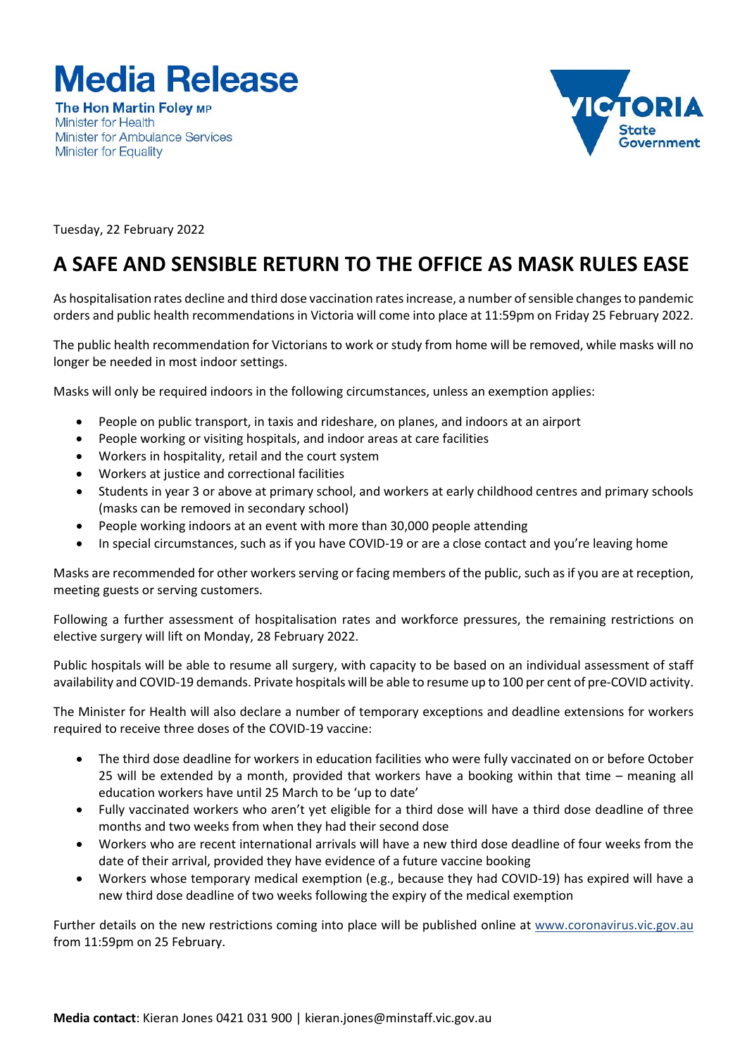# Media Release

**The Hon Martin Foley MP**
Minister for Health
Minister for Ambulance Services
Minister for Equality

Tuesday, 22 February 2022

## A SAFE AND SENSIBLE RETURN TO THE OFFICE AS MASK RULES EASE

As hospitalisation rates decline and third dose vaccination rates increase, a number of sensible changes to pandemic orders and public health recommendations in Victoria will come into place at 11:59pm on Friday 25 February 2022.

The public health recommendation for Victorians to work or study from home will be removed, while masks will no longer be needed in most indoor settings.

Masks will only be required indoors in the following circumstances, unless an exemption applies:

- People on public transport, in taxis and rideshare, on planes, and indoors at an airport
- People working or visiting hospitals, and indoor areas at care facilities
- Workers in hospitality, retail and the court system
- Workers at justice and correctional facilities
- Students in year 3 or above at primary school, and workers at early childhood centres and primary schools (masks can be removed in secondary school)
- People working indoors at an event with more than 30,000 people attending
- In special circumstances, such as if you have COVID-19 or are a close contact and you're leaving home

Masks are recommended for other workers serving or facing members of the public, such as if you are at reception, meeting guests or serving customers.

Following a further assessment of hospitalisation rates and workforce pressures, the remaining restrictions on elective surgery will lift on Monday, 28 February 2022.

Public hospitals will be able to resume all surgery, with capacity to be based on an individual assessment of staff availability and COVID-19 demands. Private hospitals will be able to resume up to 100 per cent of pre-COVID activity.

The Minister for Health will also declare a number of temporary exceptions and deadline extensions for workers required to receive three doses of the COVID-19 vaccine:

- The third dose deadline for workers in education facilities who were fully vaccinated on or before October 25 will be extended by a month, provided that workers have a booking within that time – meaning all education workers have until 25 March to be 'up to date'
- Fully vaccinated workers who aren't yet eligible for a third dose will have a third dose deadline of three months and two weeks from when they had their second dose
- Workers who are recent international arrivals will have a new third dose deadline of four weeks from the date of their arrival, provided they have evidence of a future vaccine booking
- Workers whose temporary medical exemption (e.g., because they had COVID-19) has expired will have a new third dose deadline of two weeks following the expiry of the medical exemption

Further details on the new restrictions coming into place will be published online at www.coronavirus.vic.gov.au from 11:59pm on 25 February.

**Media contact**: Kieran Jones 0421 031 900 | kieran.jones@minstaff.vic.gov.au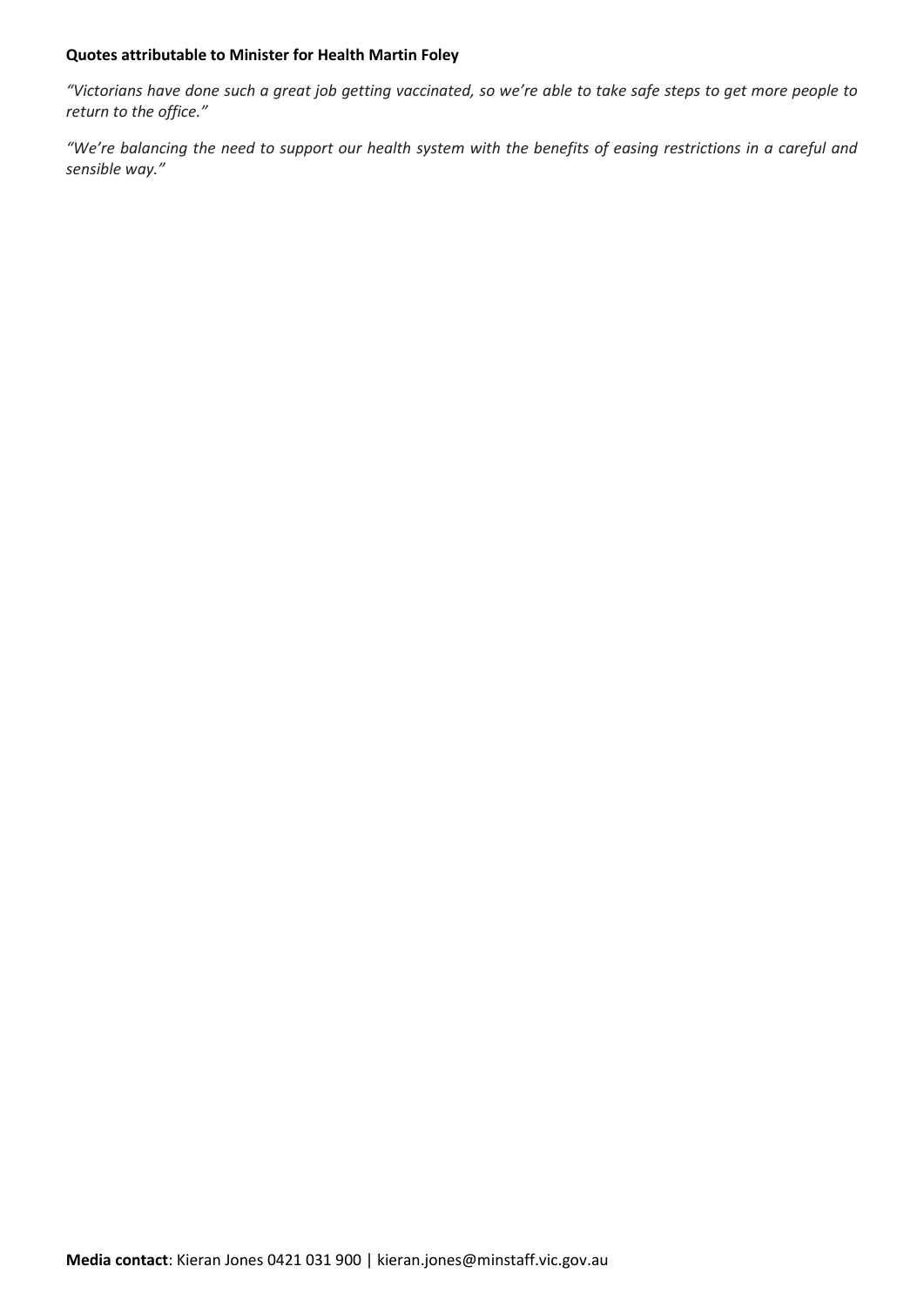**Quotes attributable to Minister for Health Martin Foley**

*"Victorians have done such a great job getting vaccinated, so we're able to take safe steps to get more people to return to the office."*

*"We're balancing the need to support our health system with the benefits of easing restrictions in a careful and sensible way."*

**Media contact**: Kieran Jones 0421 031 900 | kieran.jones@minstaff.vic.gov.au